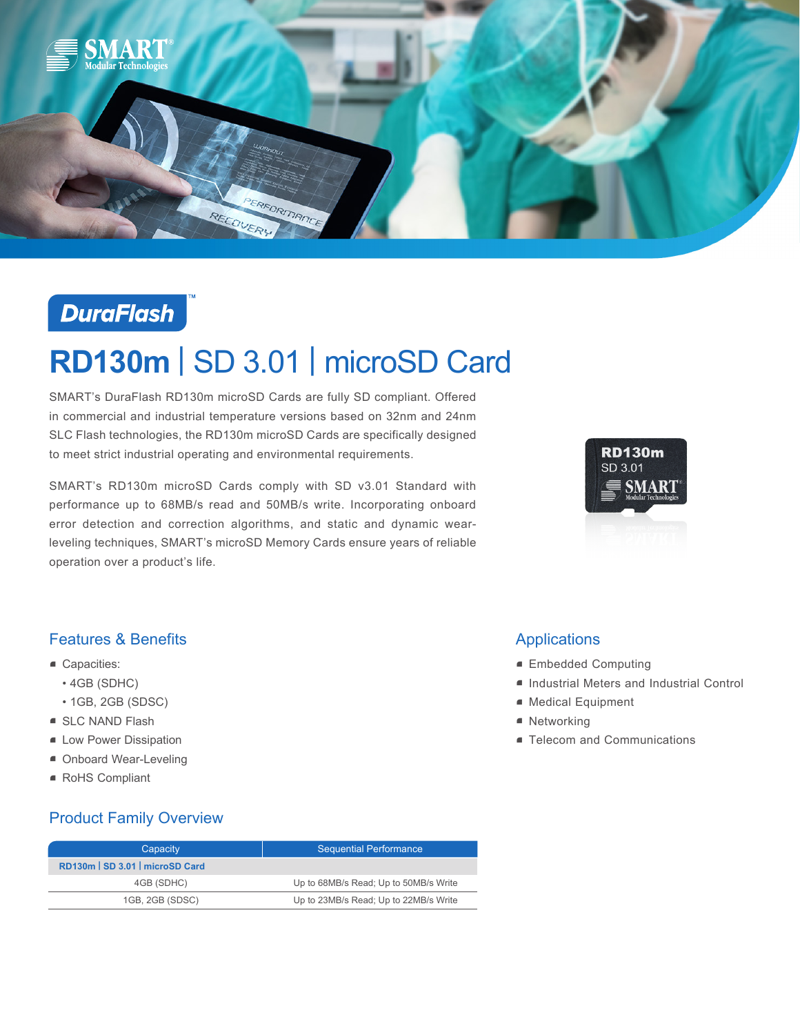DuraFlash™

# RD130m | SD 3.01 | microSD Card

SMART's DuraFlash RD130m microSD Cards are fully SD compliant. Offered in commercial and industrial temperature versions based on 32nm and 24nm SLC Flash technologies, the RD130m microSD Cards are specifically designed to meet strict industrial operating and environmental requirements.

SMART's RD130m microSD Cards comply with SD v3.01 Standard with performance up to 68MB/s read and 50MB/s write. Incorporating onboard error detection and correction algorithms, and static and dynamic wear-leveling techniques, SMART's microSD Memory Cards ensure years of reliable operation over a product's life.

## Features & Benefits

- Capacities:
  - 4GB (SDHC)
  - 1GB, 2GB (SDSC)
- SLC NAND Flash
- Low Power Dissipation
- Onboard Wear-Leveling
- RoHS Compliant

## Applications

- Embedded Computing
- Industrial Meters and Industrial Control
- Medical Equipment
- Networking
- Telecom and Communications

## Product Family Overview

| Capacity | Sequential Performance |
|---|---|
| **RD130m \| SD 3.01 \| microSD Card** | |
| 4GB (SDHC) | Up to 68MB/s Read; Up to 50MB/s Write |
| 1GB, 2GB (SDSC) | Up to 23MB/s Read; Up to 22MB/s Write |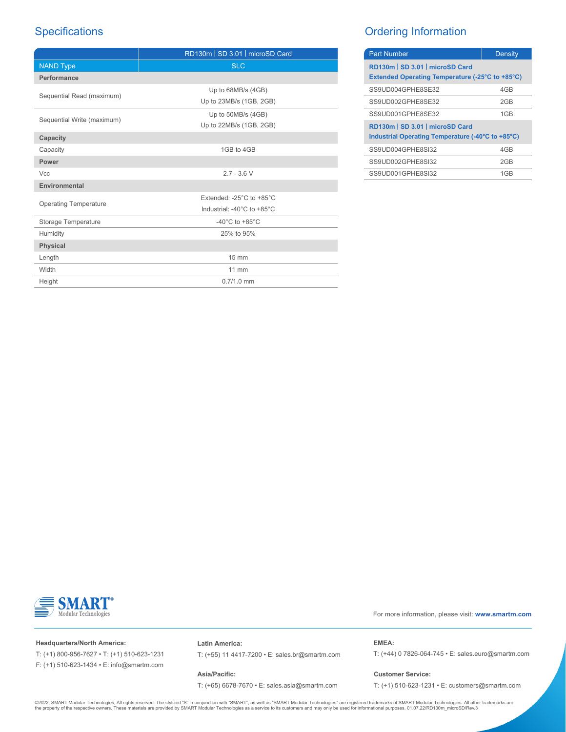## Specifications

| | RD130m \| SD 3.01 \| microSD Card |
|---|---|
| NAND Type | SLC |
| **Performance** | |
| Sequential Read (maximum) | Up to 68MB/s (4GB)<br>Up to 23MB/s (1GB, 2GB) |
| Sequential Write (maximum) | Up to 50MB/s (4GB)<br>Up to 22MB/s (1GB, 2GB) |
| **Capacity** | |
| Capacity | 1GB to 4GB |
| **Power** | |
| Vcc | 2.7 - 3.6 V |
| **Environmental** | |
| Operating Temperature | Extended: -25°C to +85°C<br>Industrial: -40°C to +85°C |
| Storage Temperature | -40°C to +85°C |
| Humidity | 25% to 95% |
| **Physical** | |
| Length | 15 mm |
| Width | 11 mm |
| Height | 0.7/1.0 mm |

## Ordering Information

| Part Number | Density |
|---|---|
| **RD130m \| SD 3.01 \| microSD Card Extended Operating Temperature (-25°C to +85°C)** | |
| SS9UD004GPHE8SE32 | 4GB |
| SS9UD002GPHE8SE32 | 2GB |
| SS9UD001GPHE8SE32 | 1GB |
| **RD130m \| SD 3.01 \| microSD Card Industrial Operating Temperature (-40°C to +85°C)** | |
| SS9UD004GPHE8SI32 | 4GB |
| SS9UD002GPHE8SI32 | 2GB |
| SS9UD001GPHE8SI32 | 1GB |

SMART® Modular Technologies

For more information, please visit: **www.smartm.com**

**Headquarters/North America:**
T: (+1) 800-956-7627 • T: (+1) 510-623-1231
F: (+1) 510-623-1434 • E: info@smartm.com

**Latin America:**
T: (+55) 11 4417-7200 • E: sales.br@smartm.com

**Asia/Pacific:**
T: (+65) 6678-7670 • E: sales.asia@smartm.com

**EMEA:**
T: (+44) 0 7826-064-745 • E: sales.euro@smartm.com

**Customer Service:**
T: (+1) 510-623-1231 • E: customers@smartm.com

©2022, SMART Modular Technologies, All rights reserved. The stylized "S" in conjunction with "SMART", as well as "SMART Modular Technologies" are registered trademarks of SMART Modular Technologies. All other trademarks are the property of the respective owners. These materials are provided by SMART Modular Technologies as a service to its customers and may only be used for informational purposes. 01.07.22/RD130m_microSD/Rev.3